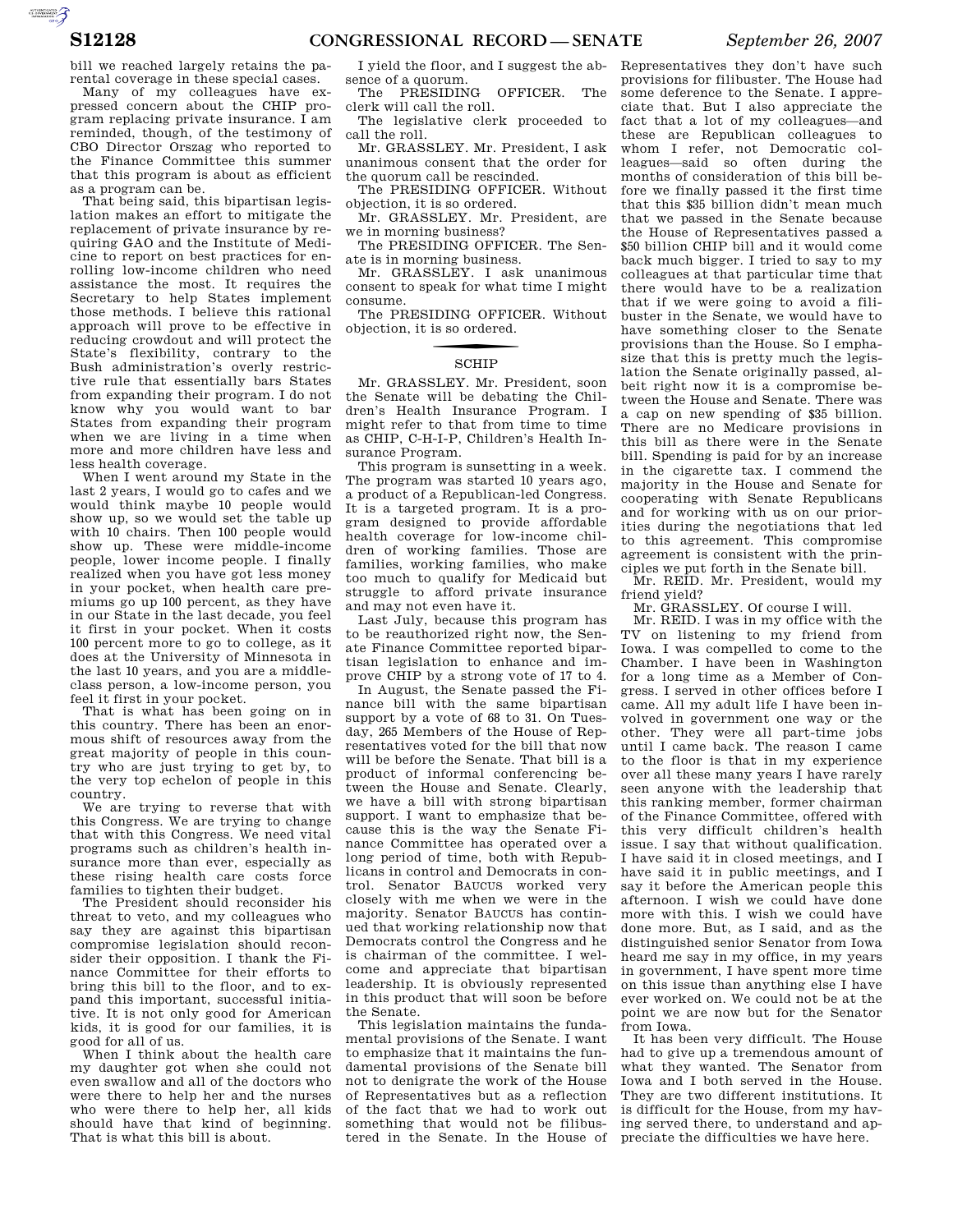bill we reached largely retains the parental coverage in these special cases.

Many of my colleagues have expressed concern about the CHIP program replacing private insurance. I am reminded, though, of the testimony of CBO Director Orszag who reported to the Finance Committee this summer that this program is about as efficient as a program can be.

That being said, this bipartisan legislation makes an effort to mitigate the replacement of private insurance by requiring GAO and the Institute of Medicine to report on best practices for enrolling low-income children who need assistance the most. It requires the Secretary to help States implement those methods. I believe this rational approach will prove to be effective in reducing crowdout and will protect the State's flexibility, contrary to the Bush administration's overly restrictive rule that essentially bars States from expanding their program. I do not know why you would want to bar States from expanding their program when we are living in a time when more and more children have less and less health coverage.

When I went around my State in the last 2 years, I would go to cafes and we would think maybe 10 people would show up, so we would set the table up with 10 chairs. Then 100 people would show up. These were middle-income people, lower income people. I finally realized when you have got less money in your pocket, when health care premiums go up 100 percent, as they have in our State in the last decade, you feel it first in your pocket. When it costs 100 percent more to go to college, as it does at the University of Minnesota in the last 10 years, and you are a middle-class person, a low-income person, you feel it first in your pocket.

That is what has been going on in this country. There has been an enormous shift of resources away from the great majority of people in this country who are just trying to get by, to the very top echelon of people in this country.

We are trying to reverse that with this Congress. We are trying to change that with this Congress. We need vital programs such as children's health insurance more than ever, especially as these rising health care costs force families to tighten their budget.

The President should reconsider his threat to veto, and my colleagues who say they are against this bipartisan compromise legislation should reconsider their opposition. I thank the Finance Committee for their efforts to bring this bill to the floor, and to expand this important, successful initiative. It is not only good for American kids, it is good for our families, it is good for all of us.

When I think about the health care my daughter got when she could not even swallow and all of the doctors who were there to help her and the nurses who were there to help her, all kids should have that kind of beginning. That is what this bill is about.

I yield the floor, and I suggest the absence of a quorum.

The PRESIDING OFFICER. The clerk will call the roll.

The legislative clerk proceeded to call the roll.

Mr. GRASSLEY. Mr. President, I ask unanimous consent that the order for the quorum call be rescinded.

The PRESIDING OFFICER. Without objection, it is so ordered.

Mr. GRASSLEY. Mr. President, are we in morning business?

The PRESIDING OFFICER. The Senate is in morning business.

Mr. GRASSLEY. I ask unanimous consent to speak for what time I might consume.

The PRESIDING OFFICER. Without objection, it is so ordered.

## SCHIP

Mr. GRASSLEY. Mr. President, soon the Senate will be debating the Children's Health Insurance Program. I might refer to that from time to time as CHIP, C-H-I-P, Children's Health Insurance Program.

This program is sunsetting in a week. The program was started 10 years ago, a product of a Republican-led Congress. It is a targeted program. It is a program designed to provide affordable health coverage for low-income children of working families. Those are families, working families, who make too much to qualify for Medicaid but struggle to afford private insurance and may not even have it.

Last July, because this program has to be reauthorized right now, the Senate Finance Committee reported bipartisan legislation to enhance and improve CHIP by a strong vote of 17 to 4.

In August, the Senate passed the Finance bill with the same bipartisan support by a vote of 68 to 31. On Tuesday, 265 Members of the House of Representatives voted for the bill that now will be before the Senate. That bill is a product of informal conferencing between the House and Senate. Clearly, we have a bill with strong bipartisan support. I want to emphasize that because this is the way the Senate Finance Committee has operated over a long period of time, both with Republicans in control and Democrats in control. Senator BAUCUS worked very closely with me when we were in the majority. Senator BAUCUS has continued that working relationship now that Democrats control the Congress and he is chairman of the committee. I welcome and appreciate that bipartisan leadership. It is obviously represented in this product that will soon be before the Senate.

This legislation maintains the fundamental provisions of the Senate. I want to emphasize that it maintains the fundamental provisions of the Senate bill not to denigrate the work of the House of Representatives but as a reflection of the fact that we had to work out something that would not be filibustered in the Senate. In the House of Representatives they don't have such provisions for filibuster. The House had some deference to the Senate. I appreciate that. But I also appreciate the fact that a lot of my colleagues—and these are Republican colleagues to whom I refer, not Democratic colleagues—said so often during the months of consideration of this bill before we finally passed it the first time that this $35 billion didn't mean much that we passed in the Senate because the House of Representatives passed a $50 billion CHIP bill and it would come back much bigger. I tried to say to my colleagues at that particular time that there would have to be a realization that if we were going to avoid a filibuster in the Senate, we would have to have something closer to the Senate provisions than the House. So I emphasize that this is pretty much the legislation the Senate originally passed, albeit right now it is a compromise between the House and Senate. There was a cap on new spending of $35 billion. There are no Medicare provisions in this bill as there were in the Senate bill. Spending is paid for by an increase in the cigarette tax. I commend the majority in the House and Senate for cooperating with Senate Republicans and for working with us on our priorities during the negotiations that led to this agreement. This compromise agreement is consistent with the principles we put forth in the Senate bill.

Mr. REID. Mr. President, would my friend yield?

Mr. GRASSLEY. Of course I will.

Mr. REID. I was in my office with the TV on listening to my friend from Iowa. I was compelled to come to the Chamber. I have been in Washington for a long time as a Member of Congress. I served in other offices before I came. All my adult life I have been involved in government one way or the other. They were all part-time jobs until I came back. The reason I came to the floor is that in my experience over all these many years I have rarely seen anyone with the leadership that this ranking member, former chairman of the Finance Committee, offered with this very difficult children's health issue. I say that without qualification. I have said it in closed meetings, and I have said it in public meetings, and I say it before the American people this afternoon. I wish we could have done more with this. I wish we could have done more. But, as I said, and as the distinguished senior Senator from Iowa heard me say in my office, in my years in government, I have spent more time on this issue than anything else I have ever worked on. We could not be at the point we are now but for the Senator from Iowa.

It has been very difficult. The House had to give up a tremendous amount of what they wanted. The Senator from Iowa and I both served in the House. They are two different institutions. It is difficult for the House, from my having served there, to understand and appreciate the difficulties we have here.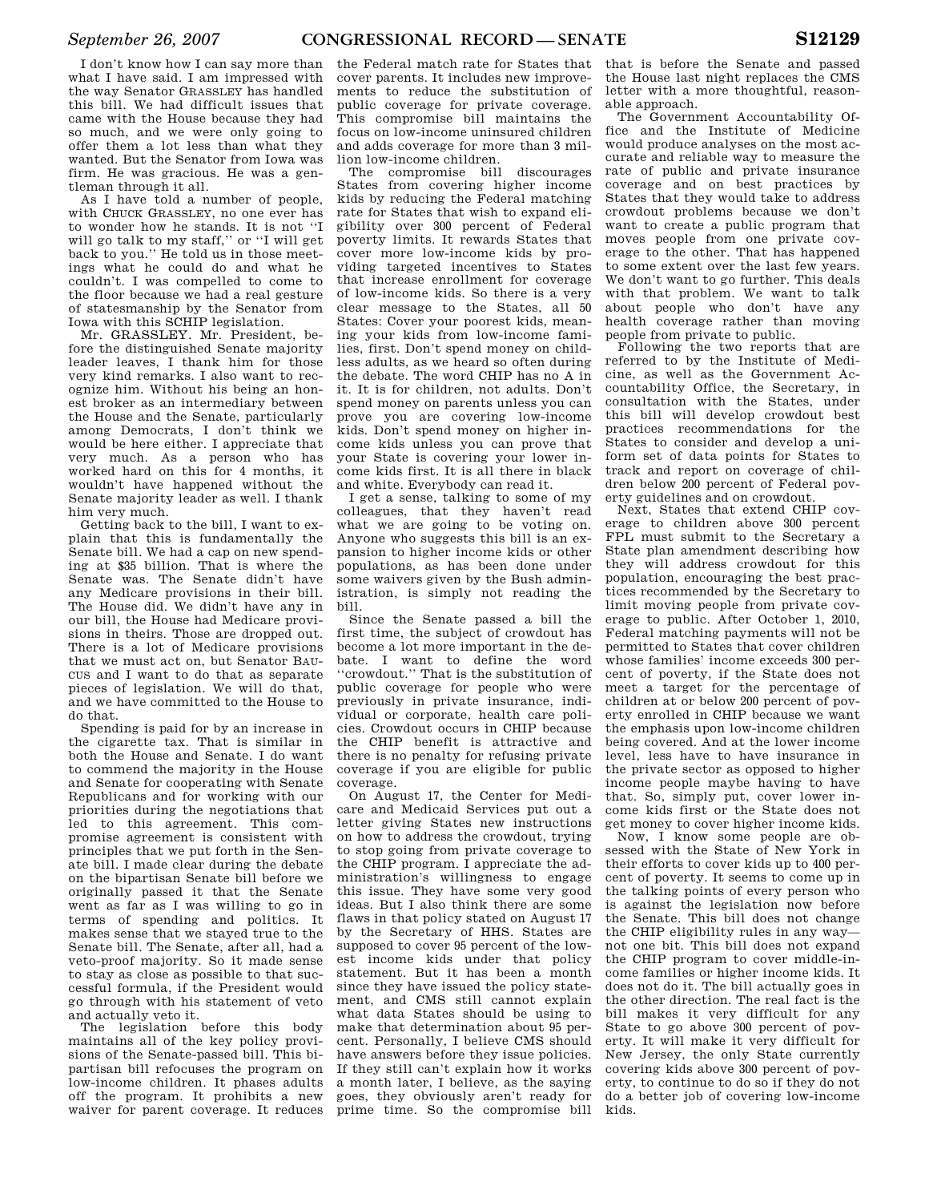I don't know how I can say more than what I have said. I am impressed with the way Senator GRASSLEY has handled this bill. We had difficult issues that came with the House because they had so much, and we were only going to offer them a lot less than what they wanted. But the Senator from Iowa was firm. He was gracious. He was a gentleman through it all.

As I have told a number of people, with CHUCK GRASSLEY, no one ever has to wonder how he stands. It is not "I will go talk to my staff," or "I will get back to you." He told us in those meetings what he could do and what he couldn't. I was compelled to come to the floor because we had a real gesture of statesmanship by the Senator from Iowa with this SCHIP legislation.

Mr. GRASSLEY. Mr. President, before the distinguished Senate majority leader leaves, I thank him for those very kind remarks. I also want to recognize him. Without his being an honest broker as an intermediary between the House and the Senate, particularly among Democrats, I don't think we would be here either. I appreciate that very much. As a person who has worked hard on this for 4 months, it wouldn't have happened without the Senate majority leader as well. I thank him very much.

Getting back to the bill, I want to explain that this is fundamentally the Senate bill. We had a cap on new spending at $35 billion. That is where the Senate was. The Senate didn't have any Medicare provisions in their bill. The House did. We didn't have any in our bill, the House had Medicare provisions in theirs. Those are dropped out. There is a lot of Medicare provisions that we must act on, but Senator BAUCUS and I want to do that as separate pieces of legislation. We will do that, and we have committed to the House to do that.

Spending is paid for by an increase in the cigarette tax. That is similar in both the House and Senate. I do want to commend the majority in the House and Senate for cooperating with Senate Republicans and for working with our priorities during the negotiations that led to this agreement. This compromise agreement is consistent with principles that we put forth in the Senate bill. I made clear during the debate on the bipartisan Senate bill before we originally passed it that the Senate went as far as I was willing to go in terms of spending and politics. It makes sense that we stayed true to the Senate bill. The Senate, after all, had a veto-proof majority. So it made sense to stay as close as possible to that successful formula, if the President would go through with his statement of veto and actually veto it.

The legislation before this body maintains all of the key policy provisions of the Senate-passed bill. This bipartisan bill refocuses the program on low-income children. It phases adults off the program. It prohibits a new waiver for parent coverage. It reduces the Federal match rate for States that cover parents. It includes new improvements to reduce the substitution of public coverage for private coverage. This compromise bill maintains the focus on low-income uninsured children and adds coverage for more than 3 million low-income children.

The compromise bill discourages States from covering higher income kids by reducing the Federal matching rate for States that wish to expand eligibility over 300 percent of Federal poverty limits. It rewards States that cover more low-income kids by providing targeted incentives to States that increase enrollment for coverage of low-income kids. So there is a very clear message to the States, all 50 States: Cover your poorest kids, meaning your kids from low-income families, first. Don't spend money on childless adults, as we heard so often during the debate. The word CHIP has no A in it. It is for children, not adults. Don't spend money on parents unless you can prove you are covering low-income kids. Don't spend money on higher income kids unless you can prove that your State is covering your lower income kids first. It is all there in black and white. Everybody can read it.

I get a sense, talking to some of my colleagues, that they haven't read what we are going to be voting on. Anyone who suggests this bill is an expansion to higher income kids or other populations, as has been done under some waivers given by the Bush administration, is simply not reading the bill.

Since the Senate passed a bill the first time, the subject of crowdout has become a lot more important in the debate. I want to define the word "crowdout." That is the substitution of public coverage for people who were previously in private insurance, individual or corporate, health care policies. Crowdout occurs in CHIP because the CHIP benefit is attractive and there is no penalty for refusing private coverage if you are eligible for public coverage.

On August 17, the Center for Medicare and Medicaid Services put out a letter giving States new instructions on how to address the crowdout, trying to stop going from private coverage to the CHIP program. I appreciate the administration's willingness to engage this issue. They have some very good ideas. But I also think there are some flaws in that policy stated on August 17 by the Secretary of HHS. States are supposed to cover 95 percent of the lowest income kids under that policy statement. But it has been a month since they have issued the policy statement, and CMS still cannot explain what data States should be using to make that determination about 95 percent. Personally, I believe CMS should have answers before they issue policies. If they still can't explain how it works a month later, I believe, as the saying goes, they obviously aren't ready for prime time. So the compromise bill that is before the Senate and passed the House last night replaces the CMS letter with a more thoughtful, reasonable approach.

The Government Accountability Office and the Institute of Medicine would produce analyses on the most accurate and reliable way to measure the rate of public and private insurance coverage and on best practices by States that they would take to address crowdout problems because we don't want to create a public program that moves people from one private coverage to the other. That has happened to some extent over the last few years. We don't want to go further. This deals with that problem. We want to talk about people who don't have any health coverage rather than moving people from private to public.

Following the two reports that are referred to by the Institute of Medicine, as well as the Government Accountability Office, the Secretary, in consultation with the States, under this bill will develop crowdout best practices recommendations for the States to consider and develop a uniform set of data points for States to track and report on coverage of children below 200 percent of Federal poverty guidelines and on crowdout.

Next, States that extend CHIP coverage to children above 300 percent FPL must submit to the Secretary a State plan amendment describing how they will address crowdout for this population, encouraging the best practices recommended by the Secretary to limit moving people from private coverage to public. After October 1, 2010, Federal matching payments will not be permitted to States that cover children whose families' income exceeds 300 percent of poverty, if the State does not meet a target for the percentage of children at or below 200 percent of poverty enrolled in CHIP because we want the emphasis upon low-income children being covered. And at the lower income level, less have to have insurance in the private sector as opposed to higher income people maybe having to have that. So, simply put, cover lower income kids first or the State does not get money to cover higher income kids.

Now, I know some people are obsessed with the State of New York in their efforts to cover kids up to 400 percent of poverty. It seems to come up in the talking points of every person who is against the legislation now before the Senate. This bill does not change the CHIP eligibility rules in any way— not one bit. This bill does not expand the CHIP program to cover middle-income families or higher income kids. It does not do it. The bill actually goes in the other direction. The real fact is the bill makes it very difficult for any State to go above 300 percent of poverty. It will make it very difficult for New Jersey, the only State currently covering kids above 300 percent of poverty, to continue to do so if they do not do a better job of covering low-income kids.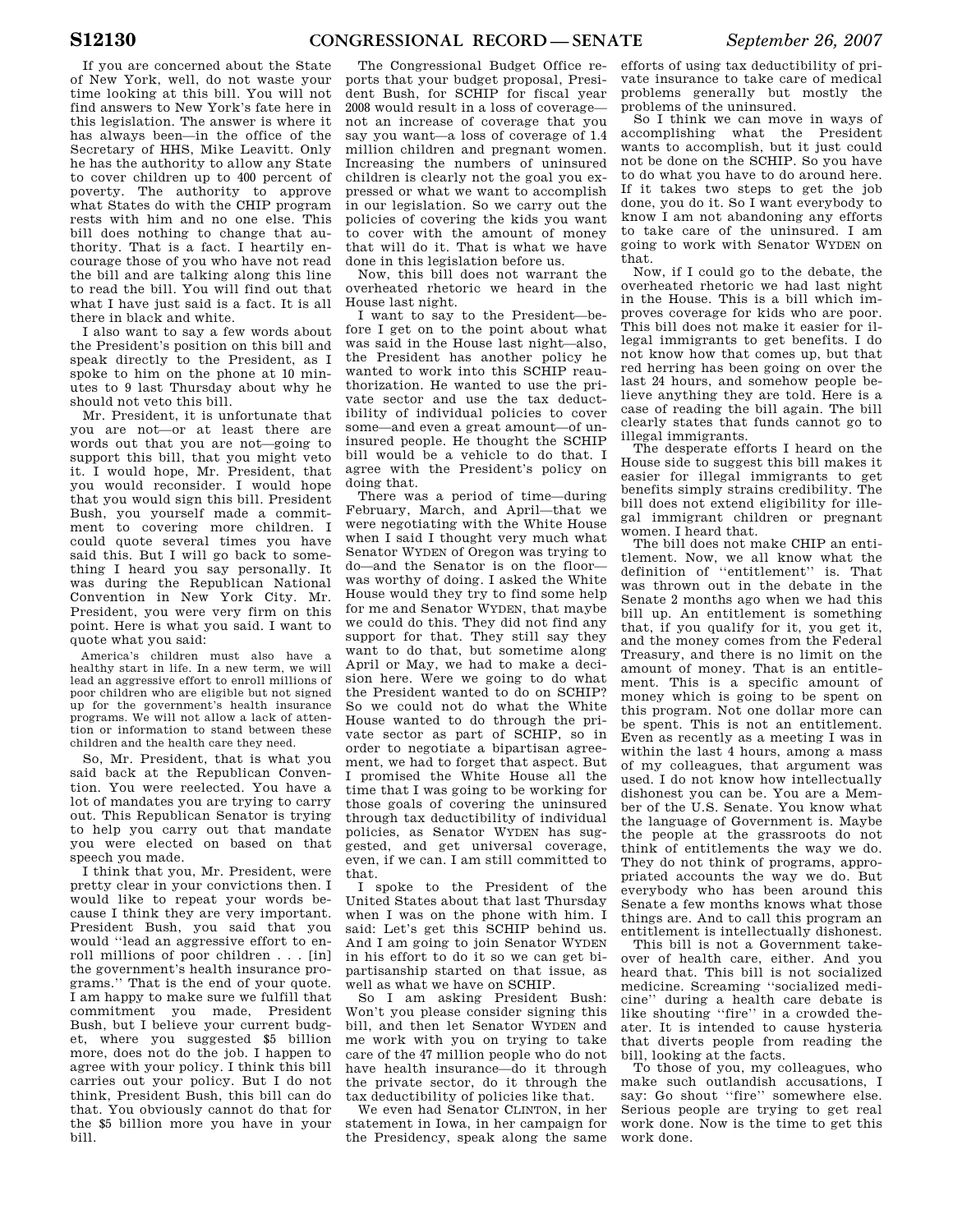If you are concerned about the State of New York, well, do not waste your time looking at this bill. You will not find answers to New York's fate here in this legislation. The answer is where it has always been—in the office of the Secretary of HHS, Mike Leavitt. Only he has the authority to allow any State to cover children up to 400 percent of poverty. The authority to approve what States do with the CHIP program rests with him and no one else. This bill does nothing to change that authority. That is a fact. I heartily encourage those of you who have not read the bill and are talking along this line to read the bill. You will find out that what I have just said is a fact. It is all there in black and white.

I also want to say a few words about the President's position on this bill and speak directly to the President, as I spoke to him on the phone at 10 minutes to 9 last Thursday about why he should not veto this bill.

Mr. President, it is unfortunate that you are not—or at least there are words out that you are not—going to support this bill, that you might veto it. I would hope, Mr. President, that you would reconsider. I would hope that you would sign this bill. President Bush, you yourself made a commitment to covering more children. I could quote several times you have said this. But I will go back to something I heard you say personally. It was during the Republican National Convention in New York City. Mr. President, you were very firm on this point. Here is what you said. I want to quote what you said:

> America's children must also have a healthy start in life. In a new term, we will lead an aggressive effort to enroll millions of poor children who are eligible but not signed up for the government's health insurance programs. We will not allow a lack of attention or information to stand between these children and the health care they need.

So, Mr. President, that is what you said back at the Republican Convention. You were reelected. You have a lot of mandates you are trying to carry out. This Republican Senator is trying to help you carry out that mandate you were elected on based on that speech you made.

I think that you, Mr. President, were pretty clear in your convictions then. I would like to repeat your words because I think they are very important. President Bush, you said that you would "lead an aggressive effort to enroll millions of poor children . . . [in] the government's health insurance programs." That is the end of your quote. I am happy to make sure we fulfill that commitment you made, President Bush, but I believe your current budget, where you suggested $5 billion more, does not do the job. I happen to agree with your policy. I think this bill carries out your policy. But I do not think, President Bush, this bill can do that. You obviously cannot do that for the $5 billion more you have in your bill.

The Congressional Budget Office reports that your budget proposal, President Bush, for SCHIP for fiscal year 2008 would result in a loss of coverage—not an increase of coverage that you say you want—a loss of coverage of 1.4 million children and pregnant women. Increasing the numbers of uninsured children is clearly not the goal you expressed or what we want to accomplish in our legislation. So we carry out the policies of covering the kids you want to cover with the amount of money that will do it. That is what we have done in this legislation before us.

Now, this bill does not warrant the overheated rhetoric we heard in the House last night.

I want to say to the President—before I get on to the point about what was said in the House last night—also, the President has another policy he wanted to work into this SCHIP reauthorization. He wanted to use the private sector and use the tax deductibility of individual policies to cover some—and even a great amount—of uninsured people. He thought the SCHIP bill would be a vehicle to do that. I agree with the President's policy on doing that.

There was a period of time—during February, March, and April—that we were negotiating with the White House when I said I thought very much what Senator WYDEN of Oregon was trying to do—and the Senator is on the floor—was worthy of doing. I asked the White House would they try to find some help for me and Senator WYDEN, that maybe we could do this. They did not find any support for that. They still say they want to do that, but sometime along April or May, we had to make a decision here. Were we going to do what the President wanted to do on SCHIP? So we could not do what the White House wanted to do through the private sector as part of SCHIP, so in order to negotiate a bipartisan agreement, we had to forget that aspect. But I promised the White House all the time that I was going to be working for those goals of covering the uninsured through tax deductibility of individual policies, as Senator WYDEN has suggested, and get universal coverage, even, if we can. I am still committed to that.

I spoke to the President of the United States about that last Thursday when I was on the phone with him. I said: Let's get this SCHIP behind us. And I am going to join Senator WYDEN in his effort to do it so we can get bipartisanship started on that issue, as well as what we have on SCHIP.

So I am asking President Bush: Won't you please consider signing this bill, and then let Senator WYDEN and me work with you on trying to take care of the 47 million people who do not have health insurance—do it through the private sector, do it through the tax deductibility of policies like that.

We even had Senator CLINTON, in her statement in Iowa, in her campaign for the Presidency, speak along the same efforts of using tax deductibility of private insurance to take care of medical problems generally but mostly the problems of the uninsured.

So I think we can move in ways of accomplishing what the President wants to accomplish, but it just could not be done on the SCHIP. So you have to do what you have to do around here. If it takes two steps to get the job done, you do it. So I want everybody to know I am not abandoning any efforts to take care of the uninsured. I am going to work with Senator WYDEN on that.

Now, if I could go to the debate, the overheated rhetoric we had last night in the House. This is a bill which improves coverage for kids who are poor. This bill does not make it easier for illegal immigrants to get benefits. I do not know how that comes up, but that red herring has been going on over the last 24 hours, and somehow people believe anything they are told. Here is a case of reading the bill again. The bill clearly states that funds cannot go to illegal immigrants.

The desperate efforts I heard on the House side to suggest this bill makes it easier for illegal immigrants to get benefits simply strains credibility. The bill does not extend eligibility for illegal immigrant children or pregnant women. I heard that.

The bill does not make CHIP an entitlement. Now, we all know what the definition of "entitlement" is. That was thrown out in the debate in the Senate 2 months ago when we had this bill up. An entitlement is something that, if you qualify for it, you get it, and the money comes from the Federal Treasury, and there is no limit on the amount of money. That is an entitlement. This is a specific amount of money which is going to be spent on this program. Not one dollar more can be spent. This is not an entitlement. Even as recently as a meeting I was in within the last 4 hours, among a mass of my colleagues, that argument was used. I do not know how intellectually dishonest you can be. You are a Member of the U.S. Senate. You know what the language of Government is. Maybe the people at the grassroots do not think of entitlements the way we do. They do not think of programs, appropriated accounts the way we do. But everybody who has been around this Senate a few months knows what those things are. And to call this program an entitlement is intellectually dishonest.

This bill is not a Government takeover of health care, either. And you heard that. This bill is not socialized medicine. Screaming "socialized medicine" during a health care debate is like shouting "fire" in a crowded theater. It is intended to cause hysteria that diverts people from reading the bill, looking at the facts.

To those of you, my colleagues, who make such outlandish accusations, I say: Go shout "fire" somewhere else. Serious people are trying to get real work done. Now is the time to get this work done.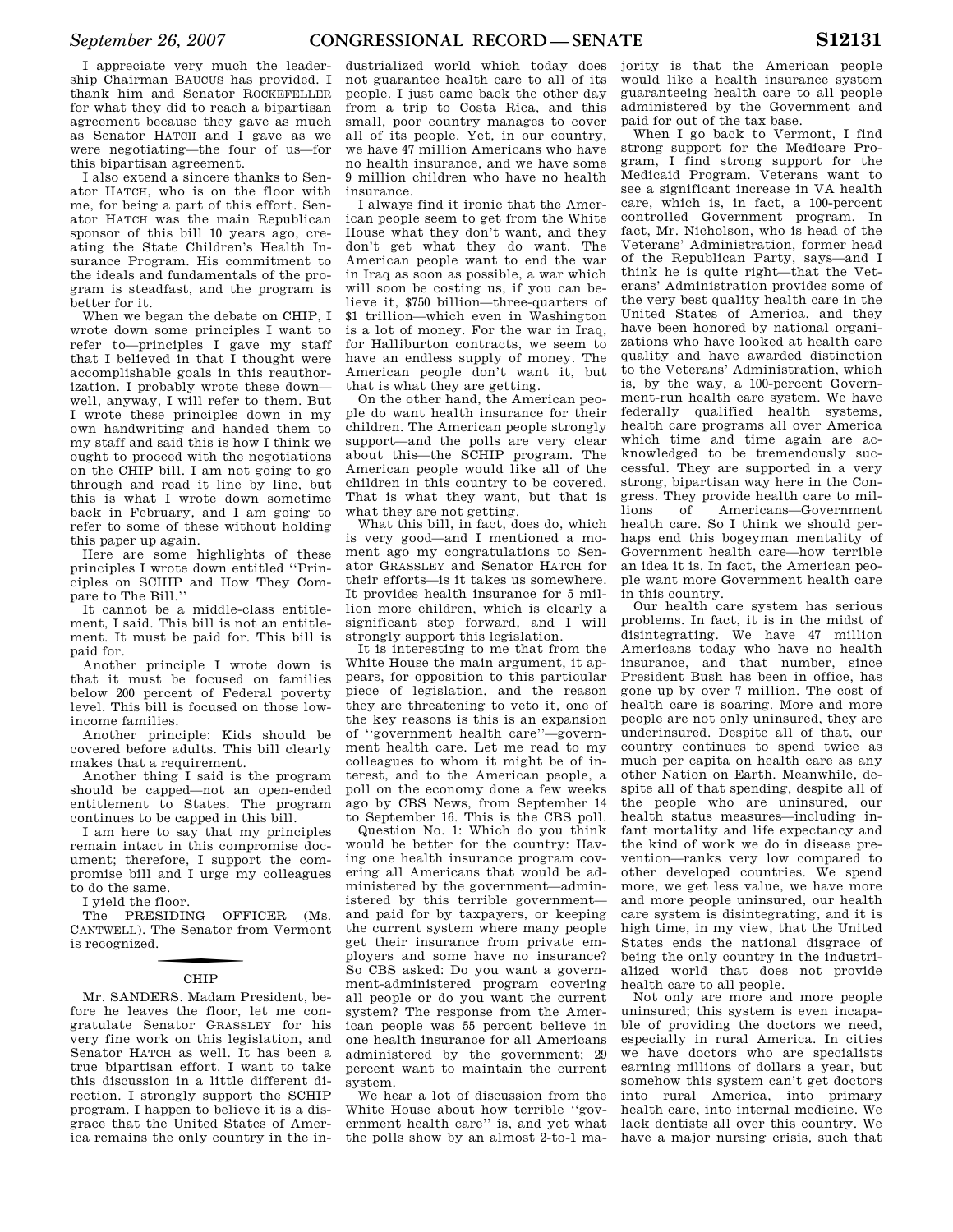I appreciate very much the leadership Chairman BAUCUS has provided. I thank him and Senator ROCKEFELLER for what they did to reach a bipartisan agreement because they gave as much as Senator HATCH and I gave as we were negotiating—the four of us—for this bipartisan agreement.

I also extend a sincere thanks to Senator HATCH, who is on the floor with me, for being a part of this effort. Senator HATCH was the main Republican sponsor of this bill 10 years ago, creating the State Children's Health Insurance Program. His commitment to the ideals and fundamentals of the program is steadfast, and the program is better for it.

When we began the debate on CHIP, I wrote down some principles I want to refer to—principles I gave my staff that I believed in that I thought were accomplishable goals in this reauthorization. I probably wrote these down—well, anyway, I will refer to them. But I wrote these principles down in my own handwriting and handed them to my staff and said this is how I think we ought to proceed with the negotiations on the CHIP bill. I am not going to go through and read it line by line, but this is what I wrote down sometime back in February, and I am going to refer to some of these without holding this paper up again.

Here are some highlights of these principles I wrote down entitled ''Principles on SCHIP and How They Compare to The Bill.''

It cannot be a middle-class entitlement, I said. This bill is not an entitlement. It must be paid for. This bill is paid for.

Another principle I wrote down is that it must be focused on families below 200 percent of Federal poverty level. This bill is focused on those low-income families.

Another principle: Kids should be covered before adults. This bill clearly makes that a requirement.

Another thing I said is the program should be capped—not an open-ended entitlement to States. The program continues to be capped in this bill.

I am here to say that my principles remain intact in this compromise document; therefore, I support the compromise bill and I urge my colleagues to do the same.

I yield the floor.

The PRESIDING OFFICER (Ms. CANTWELL). The Senator from Vermont is recognized.

## CHIP

Mr. SANDERS. Madam President, before he leaves the floor, let me congratulate Senator GRASSLEY for his very fine work on this legislation, and Senator HATCH as well. It has been a true bipartisan effort. I want to take this discussion in a little different direction. I strongly support the SCHIP program. I happen to believe it is a disgrace that the United States of America remains the only country in the industrialized world which today does not guarantee health care to all of its people. I just came back the other day from a trip to Costa Rica, and this small, poor country manages to cover all of its people. Yet, in our country, we have 47 million Americans who have no health insurance, and we have some 9 million children who have no health insurance.

I always find it ironic that the American people seem to get from the White House what they don't want, and they don't get what they do want. The American people want to end the war in Iraq as soon as possible, a war which will soon be costing us, if you can believe it, $750 billion—three-quarters of $1 trillion—which even in Washington is a lot of money. For the war in Iraq, for Halliburton contracts, we seem to have an endless supply of money. The American people don't want it, but that is what they are getting.

On the other hand, the American people do want health insurance for their children. The American people strongly support—and the polls are very clear about this—the SCHIP program. The American people would like all of the children in this country to be covered. That is what they want, but that is what they are not getting.

What this bill, in fact, does do, which is very good—and I mentioned a moment ago my congratulations to Senator GRASSLEY and Senator HATCH for their efforts—is it takes us somewhere. It provides health insurance for 5 million more children, which is clearly a significant step forward, and I will strongly support this legislation.

It is interesting to me that from the White House the main argument, it appears, for opposition to this particular piece of legislation, and the reason they are threatening to veto it, one of the key reasons is this is an expansion of ''government health care''—government health care. Let me read to my colleagues to whom it might be of interest, and to the American people, a poll on the economy done a few weeks ago by CBS News, from September 14 to September 16. This is the CBS poll.

Question No. 1: Which do you think would be better for the country: Having one health insurance program covering all Americans that would be administered by the government—administered by this terrible government—and paid for by taxpayers, or keeping the current system where many people get their insurance from private employers and some have no insurance? So CBS asked: Do you want a government-administered program covering all people or do you want the current system? The response from the American people was 55 percent believe in one health insurance for all Americans administered by the government; 29 percent want to maintain the current system.

We hear a lot of discussion from the White House about how terrible ''government health care'' is, and yet what the polls show by an almost 2-to-1 majority is that the American people would like a health insurance system guaranteeing health care to all people administered by the Government and paid for out of the tax base.

When I go back to Vermont, I find strong support for the Medicare Program, I find strong support for the Medicaid Program. Veterans want to see a significant increase in VA health care, which is, in fact, a 100-percent controlled Government program. In fact, Mr. Nicholson, who is head of the Veterans' Administration, former head of the Republican Party, says—and I think he is quite right—that the Veterans' Administration provides some of the very best quality health care in the United States of America, and they have been honored by national organizations who have looked at health care quality and have awarded distinction to the Veterans' Administration, which is, by the way, a 100-percent Government-run health care system. We have federally qualified health systems, health care programs all over America which time and time again are acknowledged to be tremendously successful. They are supported in a very strong, bipartisan way here in the Congress. They provide health care to millions of Americans—Government health care. So I think we should perhaps end this bogeyman mentality of Government health care—how terrible an idea it is. In fact, the American people want more Government health care in this country.

Our health care system has serious problems. In fact, it is in the midst of disintegrating. We have 47 million Americans today who have no health insurance, and that number, since President Bush has been in office, has gone up by over 7 million. The cost of health care is soaring. More and more people are not only uninsured, they are underinsured. Despite all of that, our country continues to spend twice as much per capita on health care as any other Nation on Earth. Meanwhile, despite all of that spending, despite all of the people who are uninsured, our health status measures—including infant mortality and life expectancy and the kind of work we do in disease prevention—ranks very low compared to other developed countries. We spend more, we get less value, we have more and more people uninsured, our health care system is disintegrating, and it is high time, in my view, that the United States ends the national disgrace of being the only country in the industrialized world that does not provide health care to all people.

Not only are more and more people uninsured; this system is even incapable of providing the doctors we need, especially in rural America. In cities we have doctors who are specialists earning millions of dollars a year, but somehow this system can't get doctors into rural America, into primary health care, into internal medicine. We lack dentists all over this country. We have a major nursing crisis, such that